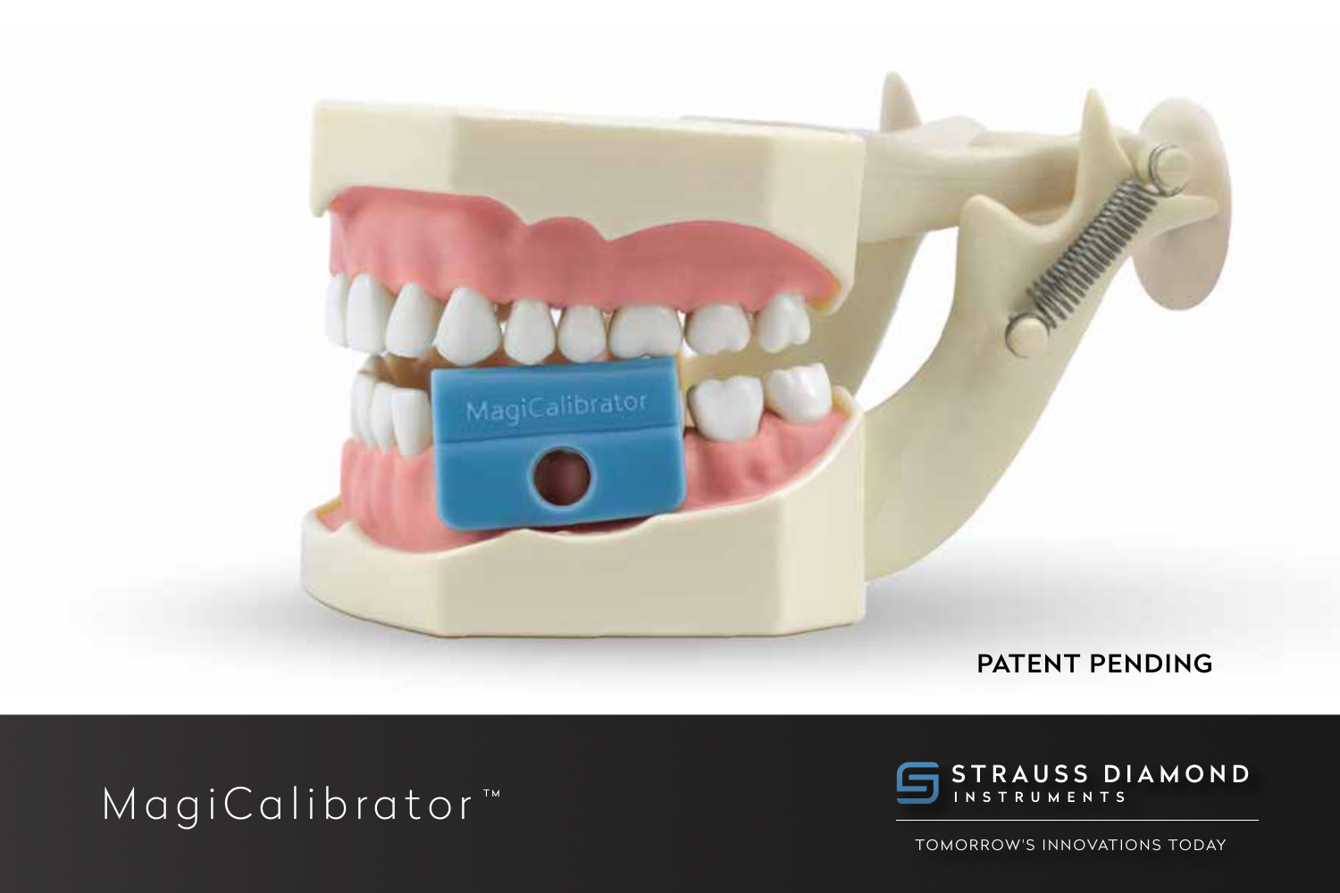PATENT PENDING

# MagiCalibrator™

STRAUSS DIAMOND INSTRUMENTS

TOMORROW'S INNOVATIONS TODAY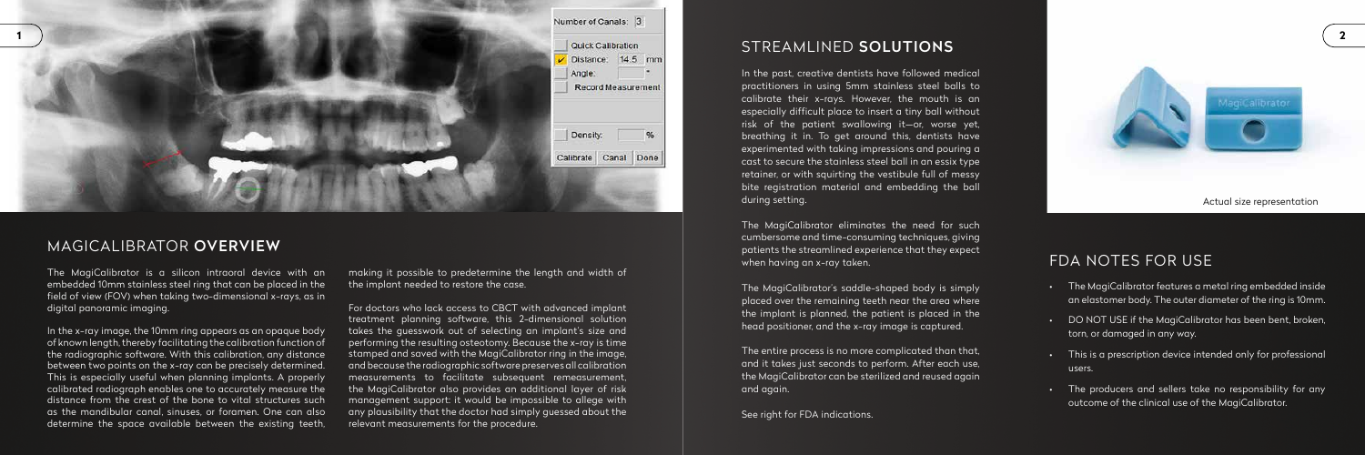## MAGICALIBRATOR **OVERVIEW**

The MagiCalibrator is a silicon intraoral device with an embedded 10mm stainless steel ring that can be placed in the field of view (FOV) when taking two-dimensional x-rays, as in digital panoramic imaging.

In the x-ray image, the 10mm ring appears as an opaque body of known length, thereby facilitating the calibration function of the radiographic software. With this calibration, any distance between two points on the x-ray can be precisely determined. This is especially useful when planning implants. A properly calibrated radiograph enables one to accurately measure the distance from the crest of the bone to vital structures such as the mandibular canal, sinuses, or foramen. One can also determine the space available between the existing teeth, making it possible to predetermine the length and width of the implant needed to restore the case.

For doctors who lack access to CBCT with advanced implant treatment planning software, this 2-dimensional solution takes the guesswork out of selecting an implant's size and performing the resulting osteotomy. Because the x-ray is time stamped and saved with the MagiCalibrator ring in the image, and because the radiographic software preserves all calibration measurements to facilitate subsequent remeasurement, the MagiCalibrator also provides an additional layer of risk management support: it would be impossible to allege with any plausibility that the doctor had simply guessed about the relevant measurements for the procedure.

## STREAMLINED **SOLUTIONS**

In the past, creative dentists have followed medical practitioners in using 5mm stainless steel balls to calibrate their x-rays. However, the mouth is an especially difficult place to insert a tiny ball without risk of the patient swallowing it—or, worse yet, breathing it in. To get around this, dentists have experimented with taking impressions and pouring a cast to secure the stainless steel ball in an essix type retainer, or with squirting the vestibule full of messy bite registration material and embedding the ball during setting.

The MagiCalibrator eliminates the need for such cumbersome and time-consuming techniques, giving patients the streamlined experience that they expect when having an x-ray taken.

The MagiCalibrator's saddle-shaped body is simply placed over the remaining teeth near the area where the implant is planned, the patient is placed in the head positioner, and the x-ray image is captured.

The entire process is no more complicated than that, and it takes just seconds to perform. After each use, the MagiCalibrator can be sterilized and reused again and again.

See right for FDA indications.

Actual size representation

## FDA NOTES FOR USE

- The MagiCalibrator features a metal ring embedded inside an elastomer body. The outer diameter of the ring is 10mm.
- DO NOT USE if the MagiCalibrator has been bent, broken, torn, or damaged in any way.
- This is a prescription device intended only for professional users.
- The producers and sellers take no responsibility for any outcome of the clinical use of the MagiCalibrator.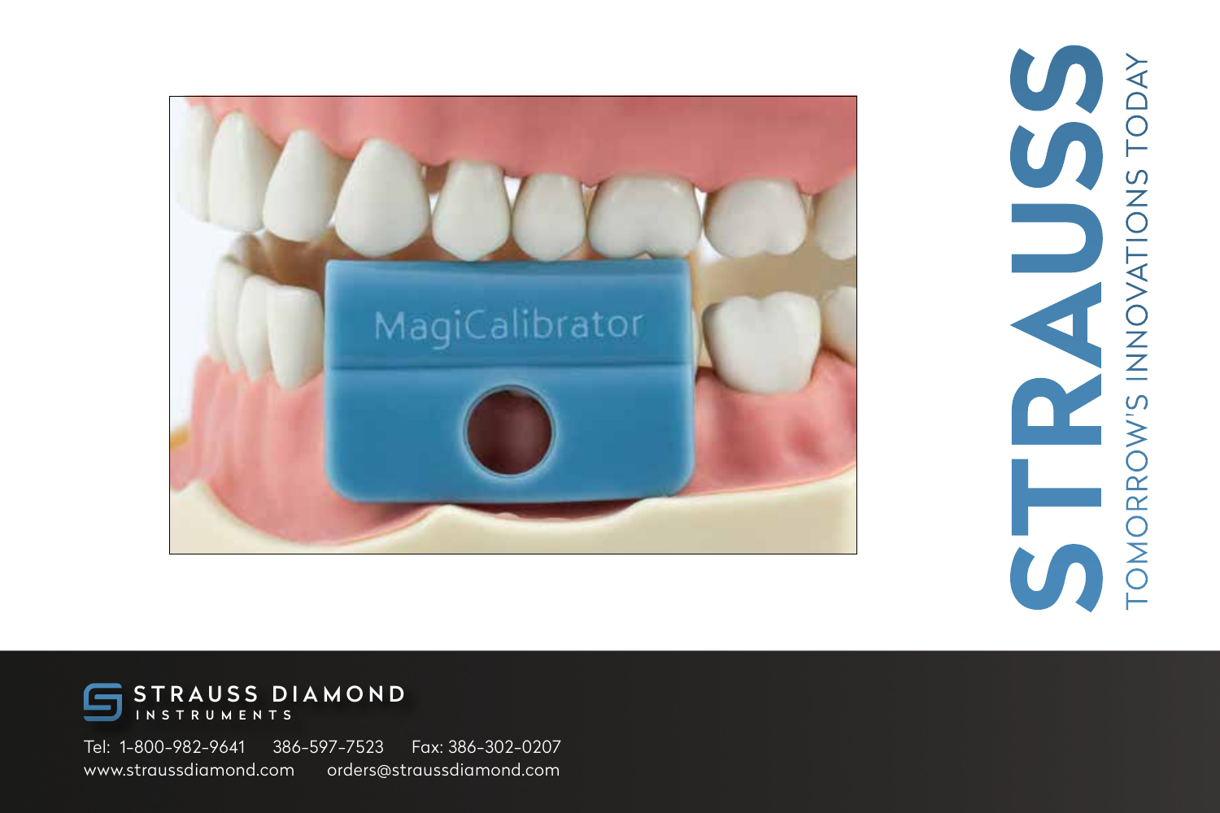STRAUSS

TOMORROW'S INNOVATIONS TODAY

STRAUSS DIAMOND
INSTRUMENTS

Tel: 1-800-982-9641    386-597-7523    Fax: 386-302-0207
www.straussdiamond.com    orders@straussdiamond.com